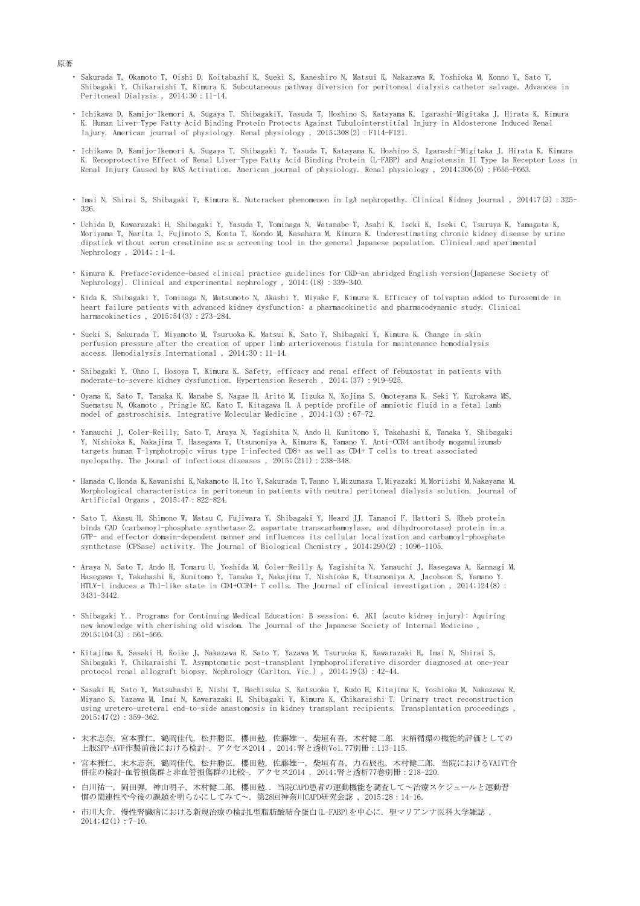原著

- Sakurada T, Okamoto T, Oishi D, Koitabashi K, Sueki S, Kaneshiro N, Matsui K, Nakazawa R, Yoshioka M, Konno Y, Sato Y, Shibagaki Y, Chikaraishi T, Kimura K. Subcutaneous pathway diversion for peritoneal dialysis catheter salvage. Advances in Peritoneal Dialysis , 2014;30 : 11-14.

- Ichikawa D, Kamijo-Ikemori A, Sugaya T, ShibagakiY, Yasuda T, Hoshino S, Katayama K, Igarashi-Migitaka J, Hirata K, Kimura K. Human Liver-Type Fatty Acid Binding Protein Protects Against Tubulointerstitial Injury in Aldosterone Induced Renal Injury. American journal of physiology. Renal physiology , 2015;308(2) : F114-F121.

- Ichikawa D, Kamijo-Ikemori A, Sugaya T, Shibagaki Y, Yasuda T, Katayama K, Hoshino S, Igarashi-Migitaka J, Hirata K, Kimura K. Renoprotective Effect of Renal Liver-Type Fatty Acid Binding Protein (L-FABP) and Angiotensin II Type 1a Receptor Loss in Renal Injury Caused by RAS Activation. American journal of physiology. Renal physiology , 2014;306(6) : F655-F663.

- Imai N, Shirai S, Shibagaki Y, Kimura K. Nutcracker phenomenon in IgA nephropathy. Clinical Kidney Journal , 2014;7(3) : 325-326.

- Uchida D, Kawarazaki H, Shibagaki Y, Yasuda T, Tominaga N, Watanabe T, Asahi K, Iseki K, Iseki C, Tsuruya K, Yamagata K, Moriyama T, Narita I, Fujimoto S, Konta T, Kondo M, Kasahara M, Kimura K. Underestimating chronic kidney disease by urine dipstick without serum creatinine as a screening tool in the general Japanese population. Clinical and xperimental Nephrology , 2014; : 1-4.

- Kimura K. Preface:evidence-based clinical practice guidelines for CKD-an abridged English version(Japanese Society of Nephrology). Clinical and experimental nephrology , 2014;(18) : 339-340.

- Kida K, Shibagaki Y, Tominaga N, Matsumoto N, Akashi Y, Miyake F, Kimura K. Efficacy of tolvaptan added to furosemide in heart failure patients with advanced kidney dysfunction: a pharmacokinetic and pharmacodynamic study. Clinical harmacokinetics , 2015;54(3) : 273-284.

- Sueki S, Sakurada T, Miyamoto M, Tsuruoka K, Matsui K, Sato Y, Shibagaki Y, Kimura K. Change in skin perfusion pressure after the creation of upper limb arteriovenous fistula for maintenance hemodialysis access. Hemodialysis International , 2014;30 : 11-14.

- Shibagaki Y, Ohno I, Hosoya T, Kimura K. Safety, efficacy and renal effect of febuxostat in patients with moderate-to-severe kidney dysfunction. Hypertension Reserch , 2014;(37) : 919-925.

- Oyama K, Sato T, Tanaka K, Manabe S, Nagae H, Arito M, Iizuka N, Kojima S, Omoteyama K, Seki Y, Kurokawa MS, Suematsu N, Okamoto , Pringle KC, Kato T, Kitagawa H. A peptide profile of amniotic fluid in a fetal lamb model of gastroschisis. Integrative Molecular Medicine , 2014;1(3) : 67-72.

- Yamauchi J, Coler-Reilly, Sato T, Araya N, Yagishita N, Ando H, Kunitomo Y, Takahashi K, Tanaka Y, Shibagaki Y, Nishioka K, Nakajima T, Hasegawa Y, Utsunomiya A, Kimura K, Yamano Y. Anti-CCR4 antibody mogamulizumab targets human T-lymphotropic virus type I-infected CD8+ as well as CD4+ T cells to treat associated myelopathy. The Jounal of infectious diseases , 2015;(211) : 238-348.

- Hamada C,Honda K,Kawanishi K,Nakamoto H,Ito Y,Sakurada T,Tanno Y,Mizumasa T,Miyazaki M,Moriishi M,Nakayama M. Morphological characteristics in peritoneum in patients with neutral peritoneal dialysis solution. Journal of Artificial Organs , 2015;47 : 822-824.

- Sato T, Akasu H, Shimono W, Matsu C, Fujiwara Y, Shibagaki Y, Heard JJ, Tamanoi F, Hattori S. Rheb protein binds CAD (carbamoyl-phosphate synthetase 2, aspartate transcarbamoylase, and dihydroorotase) protein in a GTP- and effector domain-dependent manner and influences its cellular localization and carbamoyl-phosphate synthetase (CPSase) activity. The Journal of Biological Chemistry , 2014;290(2) : 1096-1105.

- Araya N, Sato T, Ando H, Tomaru U, Yoshida M, Coler-Reilly A, Yagishita N, Yamauchi J, Hasegawa A, Kannagi M, Hasegawa Y, Takahashi K, Kunitomo Y, Tanaka Y, Nakajima T, Nishioka K, Utsunomiya A, Jacobson S, Yamano Y. HTLV-1 induces a Th1-like state in CD4+CCR4+ T cells. The Journal of clinical investigation , 2014;124(8) : 3431-3442.

- Shibagaki Y.. Programs for Continuing Medical Education: B session; 6. AKI (acute kidney injury): Aquiring new knowledge with cherishing old wisdom. The Journal of the Japanese Society of Internal Medicine , 2015;104(3) : 561-566.

- Kitajima K, Sasaki H, Koike J, Nakazawa R, Sato Y, Yazawa M, Tsuruoka K, Kawarazaki H, Imai N, Shirai S, Shibagaki Y, Chikaraishi T. Asymptomatic post-transplant lymphoproliferative disorder diagnosed at one-year protocol renal allograft biopsy. Nephrology (Carlton, Vic.) , 2014;19(3) : 42-44.

- Sasaki H, Sato Y, Matsuhashi E, Nishi T, Hachisuka S, Katsuoka Y, Kudo H, Kitajima K, Yoshioka M, Nakazawa R, Miyano S, Yazawa M, Imai N, Kawarazaki H, Shibagaki Y, Kimura K, Chikaraishi T. Urinary tract reconstruction using uretero-ureteral end-to-side anastomosis in kidney transplant recipients. Transplantation proceedings , 2015;47(2) : 359-362.

- 末木志奈, 宮本雅仁, 鶴岡佳代, 松井勝臣, 櫻田勉, 佐藤雄一, 柴垣有吾, 木村健二郎. 末梢循環の機能的評価としての上肢SPP-AVF作製前後における検討-. アクセス2014 , 2014;腎と透析Vol.77別冊 : 113-115.

- 宮本雅仁、末木志奈, 鶴岡佳代, 松井勝臣, 櫻田勉, 佐藤雄一, 柴垣有吾, 力石辰也, 木村健二郎. 当院におけるVAIVT合併症の検討-血管損傷群と非血管損傷群の比較-. アクセス2014 , 2014;腎と透析77巻別冊 : 218-220.

- 白川祐一, 岡田弾, 神山明子, 木村健二郎, 櫻田勉.. 当院CAPD患者の運動機能を調査して〜治療スケジュールと運動習慣の関連性や今後の課題を明らかにしてみて〜. 第28回神奈川CAPD研究会誌 , 2015;28 : 14-16.

- 市川大介. 慢性腎臓病における新規治療の検討L型脂肪酸結合蛋白(L-FABP)を中心に. 聖マリアンナ医科大学雑誌 , 2014;42(1) : 7-10.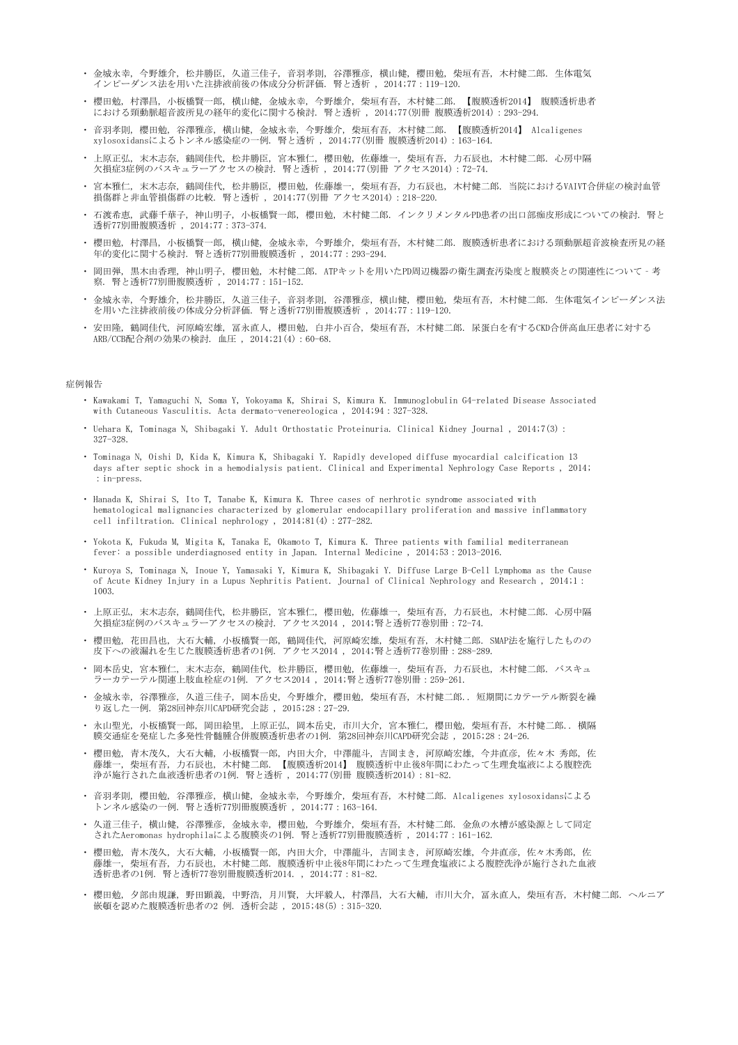- 金城永幸, 今野雄介, 松井勝臣, 久道三佳子, 音羽孝則, 谷澤雅彦, 横山健, 櫻田勉, 柴垣有吾, 木村健二郎. 生体電気インピーダンス法を用いた注排液前後の体成分分析評価. 腎と透析 , 2014;77 : 119-120.
- 櫻田勉, 村澤昌, 小板橋賢一郎, 横山健, 金城永幸, 今野雄介, 柴垣有吾, 木村健二郎. 【腹膜透析2014】 腹膜透析患者における頸動脈超音波所見の経年的変化に関する検討. 腎と透析 , 2014;77(別冊 腹膜透析2014) : 293-294.
- 音羽孝則, 櫻田勉, 谷澤雅彦, 横山健, 金城永幸, 今野雄介, 柴垣有吾, 木村健二郎. 【腹膜透析2014】 Alcaligenes xylosoxidansによるトンネル感染症の一例. 腎と透析 , 2014;77(別冊 腹膜透析2014) : 163-164.
- 上原正弘, 末木志奈, 鶴岡佳代, 松井勝臣, 宮本雅仁, 櫻田勉, 佐藤雄一, 柴垣有吾, 力石辰也, 木村健二郎. 心房中隔欠損症3症例のバスキュラーアクセスの検討. 腎と透析 , 2014;77(別冊 アクセス2014) : 72-74.
- 宮本雅仁, 末木志奈, 鶴岡佳代, 松井勝臣, 櫻田勉, 佐藤雄一, 柴垣有吾, 力石辰也, 木村健二郎. 当院におけるVAIVT合併症の検討血管損傷群と非血管損傷群の比較. 腎と透析 , 2014;77(別冊 アクセス2014) : 218-220.
- 石渡希恵, 武藤千華子, 神山明子, 小板橋賢一郎, 櫻田勉, 木村健二郎. インクリメンタルPD患者の出口部痂皮形成についての検討. 腎と透析77別冊腹膜透析 , 2014;77 : 373-374.
- 櫻田勉, 村澤昌, 小板橋賢一郎, 横山健, 金城永幸, 今野雄介, 柴垣有吾, 木村健二郎. 腹膜透析患者における頸動脈超音波検査所見の経年的変化に関する検討. 腎と透析77別冊腹膜透析 , 2014;77 : 293-294.
- 岡田弾, 黒木由香理, 神山明子, 櫻田勉, 木村健二郎. ATPキットを用いたPD周辺機器の衛生調査汚染度と腹膜炎との関連性について - 考察. 腎と透析77別冊腹膜透析 , 2014;77 : 151-152.
- 金城永幸, 今野雄介, 松井勝臣, 久道三佳子, 音羽孝則, 谷澤雅彦, 横山健, 櫻田勉, 柴垣有吾, 木村健二郎. 生体電気インピーダンス法を用いた注排液前後の体成分分析評価. 腎と透析77別冊腹膜透析 , 2014;77 : 119-120.
- 安田隆, 鶴岡佳代, 河原崎宏雄, 冨永直人, 櫻田勉, 白井小百合, 柴垣有吾, 木村健二郎. 尿蛋白を有するCKD合併高血圧患者に対するARB/CCB配合剤の効果の検討. 血圧 , 2014;21(4) : 60-68.

症例報告

- Kawakami T, Yamaguchi N, Soma Y, Yokoyama K, Shirai S, Kimura K. Immunoglobulin G4-related Disease Associated with Cutaneous Vasculitis. Acta dermato-venereologica , 2014;94 : 327-328.
- Uehara K, Tominaga N, Shibagaki Y. Adult Orthostatic Proteinuria. Clinical Kidney Journal , 2014;7(3) : 327-328.
- Tominaga N, Oishi D, Kida K, Kimura K, Shibagaki Y. Rapidly developed diffuse myocardial calcification 13 days after septic shock in a hemodialysis patient. Clinical and Experimental Nephrology Case Reports , 2014; : in-press.
- Hanada K, Shirai S, Ito T, Tanabe K, Kimura K. Three cases of nerhrotic syndrome associated with hematological malignancies characterized by glomerular endocapillary proliferation and massive inflammatory cell infiltration. Clinical nephrology , 2014;81(4) : 277-282.
- Yokota K, Fukuda M, Migita K, Tanaka E, Okamoto T, Kimura K. Three patients with familial mediterranean fever: a possible underdiagnosed entity in Japan. Internal Medicine , 2014;53 : 2013-2016.
- Kuroya S, Tominaga N, Inoue Y, Yamasaki Y, Kimura K, Shibagaki Y. Diffuse Large B-Cell Lymphoma as the Cause of Acute Kidney Injury in a Lupus Nephritis Patient. Journal of Clinical Nephrology and Research , 2014;1 : 1003.
- 上原正弘, 末木志奈, 鶴岡佳代, 松井勝臣, 宮本雅仁, 櫻田勉, 佐藤雄一, 柴垣有吾, 力石辰也, 木村健二郎. 心房中隔欠損症3症例のバスキュラーアクセスの検討. アクセス2014 , 2014;腎と透析77巻別冊 : 72-74.
- 櫻田勉, 花田昌也, 大石大輔, 小板橋賢一郎, 鶴岡佳代, 河原崎宏雄, 柴垣有吾, 木村健二郎. SMAP法を施行したものの皮下への液漏れを生じた腹膜透析患者の1例. アクセス2014 , 2014;腎と透析77巻別冊 : 288-289.
- 岡本岳史, 宮本雅仁, 末木志奈, 鶴岡佳代, 松井勝臣, 櫻田勉, 佐藤雄一, 柴垣有吾, 力石辰也, 木村健二郎. バスキュラーカテーテル関連上肢血栓症の1例. アクセス2014 , 2014;腎と透析77巻別冊 : 259-261.
- 金城永幸, 谷澤雅彦, 久道三佳子, 岡本岳史, 今野雄介, 櫻田勉, 柴垣有吾, 木村健二郎.. 短期間にカテーテル断裂を繰り返した一例. 第28回神奈川CAPD研究会誌 , 2015;28 : 27-29.
- 永山聖光, 小板橋賢一郎, 岡田絵里, 上原正弘, 岡本岳史, 市川大介, 宮本雅仁, 櫻田勉, 柴垣有吾, 木村健二郎.. 横隔膜交通症を発症した多発性骨髄腫合併腹膜透析患者の1例. 第28回神奈川CAPD研究会誌 , 2015;28 : 24-26.
- 櫻田勉, 青木茂久, 大石大輔, 小板橋賢一郎, 内田大介, 中澤龍斗, 吉岡まき, 河原崎宏雄, 今井直彦, 佐々木 秀郎, 佐藤雄一, 柴垣有吾, 力石辰也, 木村健二郎. 【腹膜透析2014】 腹膜透析中止後8年間にわたって生理食塩液による腹腔洗浄が施行された血液透析患者の1例. 腎と透析 , 2014;77(別冊 腹膜透析2014) : 81-82.
- 音羽孝則, 櫻田勉, 谷澤雅彦, 横山健, 金城永幸, 今野雄介, 柴垣有吾, 木村健二郎. Alcaligenes xylosoxidansによるトンネル感染の一例. 腎と透析77別冊腹膜透析 , 2014;77 : 163-164.
- 久道三佳子, 横山健, 谷澤雅彦, 金城永幸, 櫻田勉, 今野雄介, 柴垣有吾, 木村健二郎. 金魚の水槽が感染源として同定されたAeromonas hydrophilaによる腹膜炎の1例. 腎と透析77別冊腹膜透析 , 2014;77 : 161-162.
- 櫻田勉, 青木茂久, 大石大輔, 小板橋賢一郎, 内田大介, 中澤龍斗, 吉岡まき, 河原崎宏雄, 今井直彦, 佐々木秀郎, 佐藤雄一, 柴垣有吾, 力石辰也, 木村健二郎. 腹膜透析中止後8年間にわたって生理食塩液による腹腔洗浄が施行された血液透析患者の1例. 腎と透析77巻別冊腹膜透析2014. , 2014;77 : 81-82.
- 櫻田勉, 夕部由規謙, 野田顕義, 中野浩, 月川賢, 大坪毅人, 村澤昌, 大石大輔, 市川大介, 冨永直人, 柴垣有吾, 木村健二郎. ヘルニア嵌頓を認めた腹膜透析患者の2 例. 透析会誌 , 2015;48(5) : 315-320.